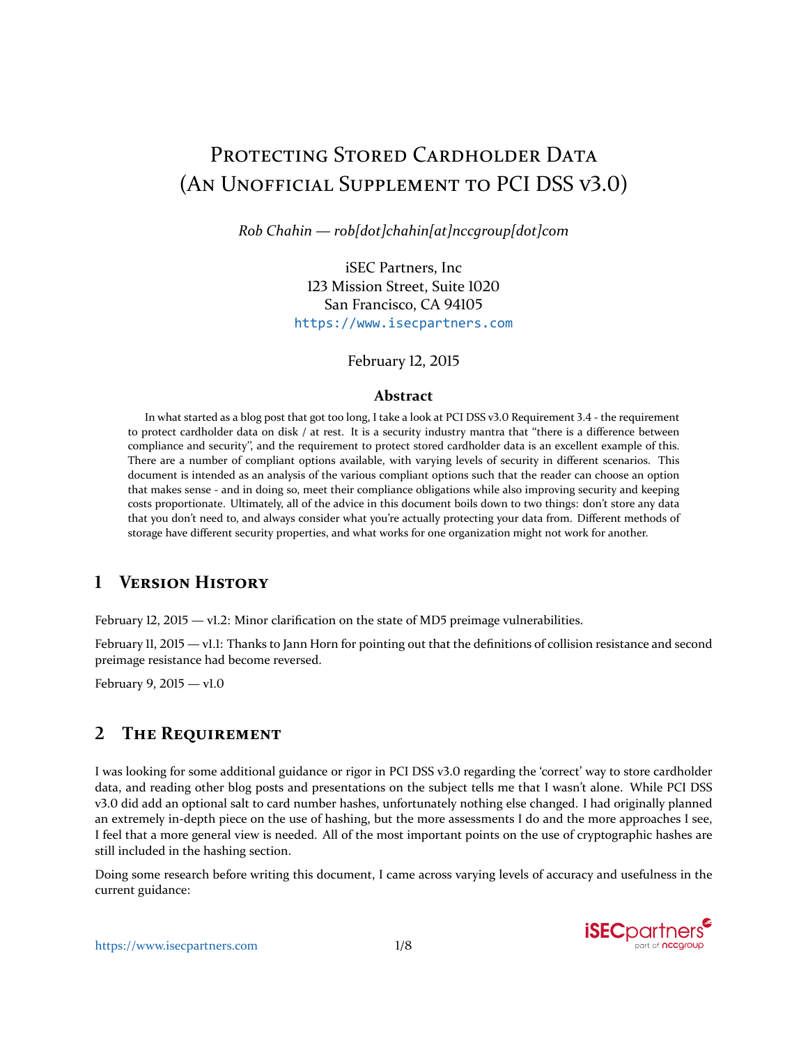# Protecting Stored Cardholder Data (An Unofficial Supplement to PCI DSS v3.0)

*Rob Chahin — rob[dot]chahin[at]nccgroup[dot]com*

iSEC Partners, Inc
123 Mission Street, Suite 1020
San Francisco, CA 94105
https://www.isecpartners.com

February 12, 2015

### Abstract

In what started as a blog post that got too long, I take a look at PCI DSS v3.0 Requirement 3.4 - the requirement to protect cardholder data on disk / at rest. It is a security industry mantra that "there is a difference between compliance and security", and the requirement to protect stored cardholder data is an excellent example of this. There are a number of compliant options available, with varying levels of security in different scenarios. This document is intended as an analysis of the various compliant options such that the reader can choose an option that makes sense - and in doing so, meet their compliance obligations while also improving security and keeping costs proportionate. Ultimately, all of the advice in this document boils down to two things: don't store any data that you don't need to, and always consider what you're actually protecting your data from. Different methods of storage have different security properties, and what works for one organization might not work for another.

## 1 Version History

February 12, 2015 — v1.2: Minor clarification on the state of MD5 preimage vulnerabilities.

February 11, 2015 — v1.1: Thanks to Jann Horn for pointing out that the definitions of collision resistance and second preimage resistance had become reversed.

February 9, 2015 — v1.0

## 2 The Requirement

I was looking for some additional guidance or rigor in PCI DSS v3.0 regarding the 'correct' way to store cardholder data, and reading other blog posts and presentations on the subject tells me that I wasn't alone. While PCI DSS v3.0 did add an optional salt to card number hashes, unfortunately nothing else changed. I had originally planned an extremely in-depth piece on the use of hashing, but the more assessments I do and the more approaches I see, I feel that a more general view is needed. All of the most important points on the use of cryptographic hashes are still included in the hashing section.

Doing some research before writing this document, I came across varying levels of accuracy and usefulness in the current guidance: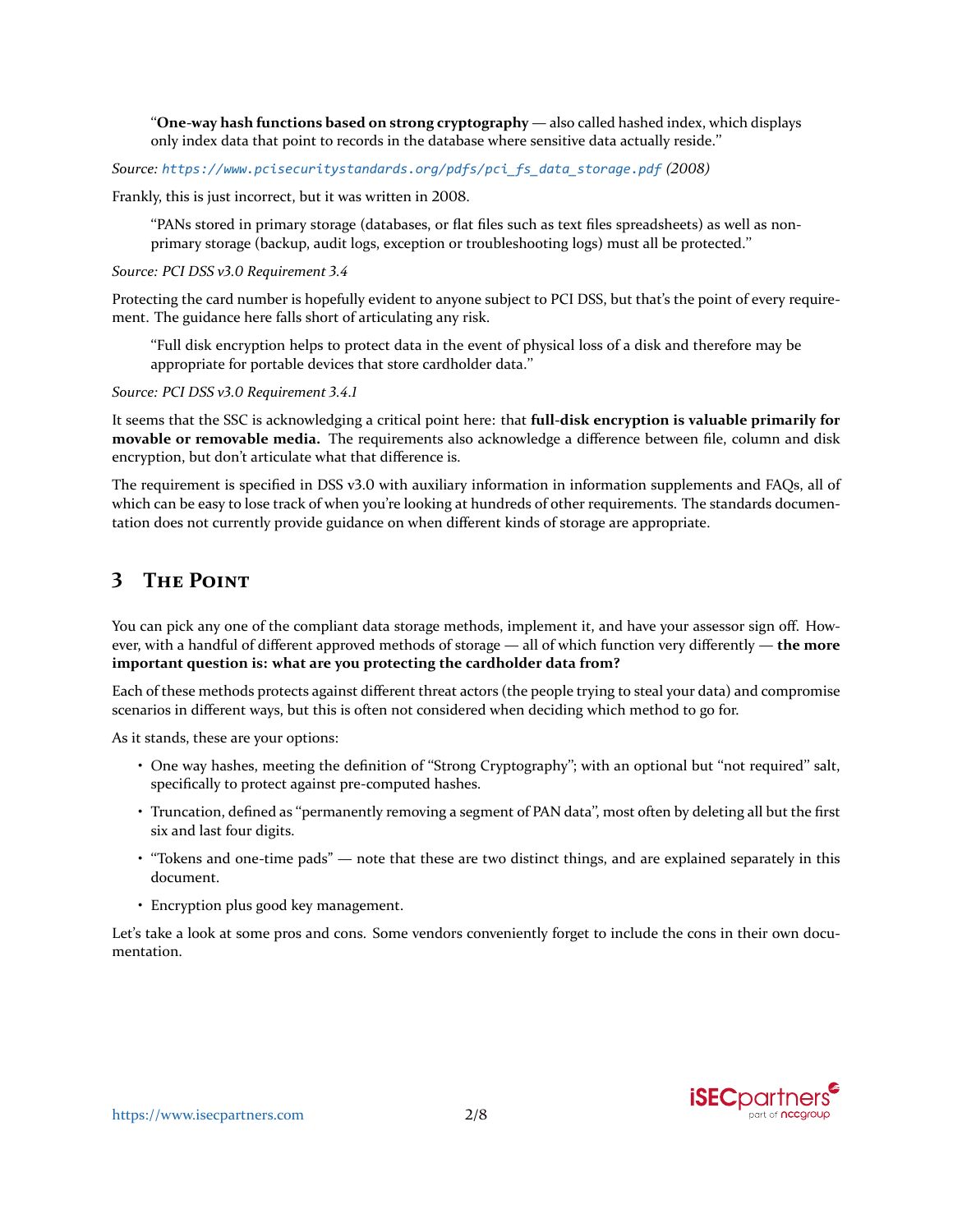> "**One-way hash functions based on strong cryptography** — also called hashed index, which displays only index data that point to records in the database where sensitive data actually reside."

*Source: https://www.pcisecuritystandards.org/pdfs/pci_fs_data_storage.pdf (2008)*

Frankly, this is just incorrect, but it was written in 2008.

> "PANs stored in primary storage (databases, or flat files such as text files spreadsheets) as well as non-primary storage (backup, audit logs, exception or troubleshooting logs) must all be protected."

*Source: PCI DSS v3.0 Requirement 3.4*

Protecting the card number is hopefully evident to anyone subject to PCI DSS, but that's the point of every requirement. The guidance here falls short of articulating any risk.

> "Full disk encryption helps to protect data in the event of physical loss of a disk and therefore may be appropriate for portable devices that store cardholder data."

*Source: PCI DSS v3.0 Requirement 3.4.1*

It seems that the SSC is acknowledging a critical point here: that **full-disk encryption is valuable primarily for movable or removable media.** The requirements also acknowledge a difference between file, column and disk encryption, but don't articulate what that difference is.

The requirement is specified in DSS v3.0 with auxiliary information in information supplements and FAQs, all of which can be easy to lose track of when you're looking at hundreds of other requirements. The standards documentation does not currently provide guidance on when different kinds of storage are appropriate.

## 3 The Point

You can pick any one of the compliant data storage methods, implement it, and have your assessor sign off. However, with a handful of different approved methods of storage — all of which function very differently — **the more important question is: what are you protecting the cardholder data from?**

Each of these methods protects against different threat actors (the people trying to steal your data) and compromise scenarios in different ways, but this is often not considered when deciding which method to go for.

As it stands, these are your options:

- One way hashes, meeting the definition of "Strong Cryptography"; with an optional but "not required" salt, specifically to protect against pre-computed hashes.
- Truncation, defined as "permanently removing a segment of PAN data", most often by deleting all but the first six and last four digits.
- "Tokens and one-time pads" — note that these are two distinct things, and are explained separately in this document.
- Encryption plus good key management.

Let's take a look at some pros and cons. Some vendors conveniently forget to include the cons in their own documentation.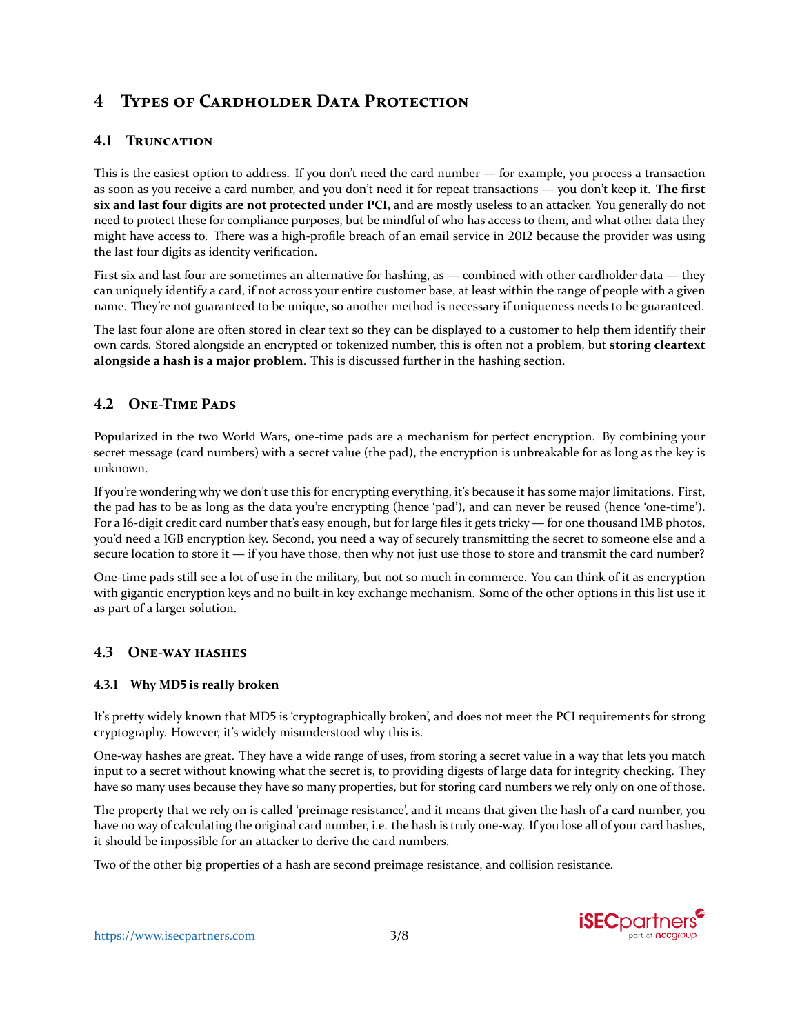# 4 Types of Cardholder Data Protection

## 4.1 Truncation

This is the easiest option to address. If you don't need the card number — for example, you process a transaction as soon as you receive a card number, and you don't need it for repeat transactions — you don't keep it. **The first six and last four digits are not protected under PCI**, and are mostly useless to an attacker. You generally do not need to protect these for compliance purposes, but be mindful of who has access to them, and what other data they might have access to. There was a high-profile breach of an email service in 2012 because the provider was using the last four digits as identity verification.

First six and last four are sometimes an alternative for hashing, as — combined with other cardholder data — they can uniquely identify a card, if not across your entire customer base, at least within the range of people with a given name. They're not guaranteed to be unique, so another method is necessary if uniqueness needs to be guaranteed.

The last four alone are often stored in clear text so they can be displayed to a customer to help them identify their own cards. Stored alongside an encrypted or tokenized number, this is often not a problem, but **storing cleartext alongside a hash is a major problem**. This is discussed further in the hashing section.

## 4.2 One-Time Pads

Popularized in the two World Wars, one-time pads are a mechanism for perfect encryption. By combining your secret message (card numbers) with a secret value (the pad), the encryption is unbreakable for as long as the key is unknown.

If you're wondering why we don't use this for encrypting everything, it's because it has some major limitations. First, the pad has to be as long as the data you're encrypting (hence 'pad'), and can never be reused (hence 'one-time'). For a 16-digit credit card number that's easy enough, but for large files it gets tricky — for one thousand 1MB photos, you'd need a 1GB encryption key. Second, you need a way of securely transmitting the secret to someone else and a secure location to store it — if you have those, then why not just use those to store and transmit the card number?

One-time pads still see a lot of use in the military, but not so much in commerce. You can think of it as encryption with gigantic encryption keys and no built-in key exchange mechanism. Some of the other options in this list use it as part of a larger solution.

## 4.3 One-way hashes

### 4.3.1 Why MD5 is really broken

It's pretty widely known that MD5 is 'cryptographically broken', and does not meet the PCI requirements for strong cryptography. However, it's widely misunderstood why this is.

One-way hashes are great. They have a wide range of uses, from storing a secret value in a way that lets you match input to a secret without knowing what the secret is, to providing digests of large data for integrity checking. They have so many uses because they have so many properties, but for storing card numbers we rely only on one of those.

The property that we rely on is called 'preimage resistance', and it means that given the hash of a card number, you have no way of calculating the original card number, i.e. the hash is truly one-way. If you lose all of your card hashes, it should be impossible for an attacker to derive the card numbers.

Two of the other big properties of a hash are second preimage resistance, and collision resistance.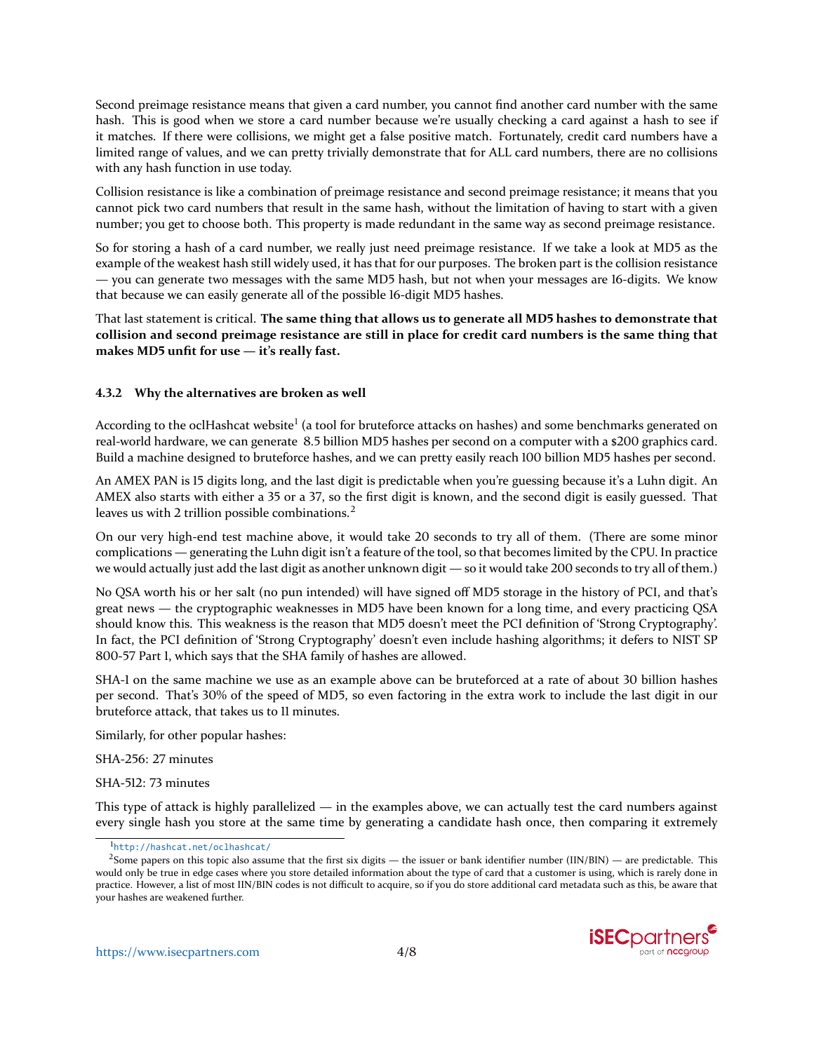Second preimage resistance means that given a card number, you cannot find another card number with the same hash. This is good when we store a card number because we're usually checking a card against a hash to see if it matches. If there were collisions, we might get a false positive match. Fortunately, credit card numbers have a limited range of values, and we can pretty trivially demonstrate that for ALL card numbers, there are no collisions with any hash function in use today.

Collision resistance is like a combination of preimage resistance and second preimage resistance; it means that you cannot pick two card numbers that result in the same hash, without the limitation of having to start with a given number; you get to choose both. This property is made redundant in the same way as second preimage resistance.

So for storing a hash of a card number, we really just need preimage resistance. If we take a look at MD5 as the example of the weakest hash still widely used, it has that for our purposes. The broken part is the collision resistance — you can generate two messages with the same MD5 hash, but not when your messages are 16-digits. We know that because we can easily generate all of the possible 16-digit MD5 hashes.

That last statement is critical. **The same thing that allows us to generate all MD5 hashes to demonstrate that collision and second preimage resistance are still in place for credit card numbers is the same thing that makes MD5 unfit for use — it's really fast.**

#### 4.3.2 Why the alternatives are broken as well

According to the oclHashcat website[1] (a tool for bruteforce attacks on hashes) and some benchmarks generated on real-world hardware, we can generate 8.5 billion MD5 hashes per second on a computer with a $200 graphics card. Build a machine designed to bruteforce hashes, and we can pretty easily reach 100 billion MD5 hashes per second.

An AMEX PAN is 15 digits long, and the last digit is predictable when you're guessing because it's a Luhn digit. An AMEX also starts with either a 35 or a 37, so the first digit is known, and the second digit is easily guessed. That leaves us with 2 trillion possible combinations.[2]

On our very high-end test machine above, it would take 20 seconds to try all of them. (There are some minor complications — generating the Luhn digit isn't a feature of the tool, so that becomes limited by the CPU. In practice we would actually just add the last digit as another unknown digit — so it would take 200 seconds to try all of them.)

No QSA worth his or her salt (no pun intended) will have signed off MD5 storage in the history of PCI, and that's great news — the cryptographic weaknesses in MD5 have been known for a long time, and every practicing QSA should know this. This weakness is the reason that MD5 doesn't meet the PCI definition of 'Strong Cryptography'. In fact, the PCI definition of 'Strong Cryptography' doesn't even include hashing algorithms; it defers to NIST SP 800-57 Part 1, which says that the SHA family of hashes are allowed.

SHA-1 on the same machine we use as an example above can be bruteforced at a rate of about 30 billion hashes per second. That's 30% of the speed of MD5, so even factoring in the extra work to include the last digit in our bruteforce attack, that takes us to 11 minutes.

Similarly, for other popular hashes:

SHA-256: 27 minutes

SHA-512: 73 minutes

This type of attack is highly parallelized — in the examples above, we can actually test the card numbers against every single hash you store at the same time by generating a candidate hash once, then comparing it extremely

[1] http://hashcat.net/oclhashcat/

[2] Some papers on this topic also assume that the first six digits — the issuer or bank identifier number (IIN/BIN) — are predictable. This would only be true in edge cases where you store detailed information about the type of card that a customer is using, which is rarely done in practice. However, a list of most IIN/BIN codes is not difficult to acquire, so if you do store additional card metadata such as this, be aware that your hashes are weakened further.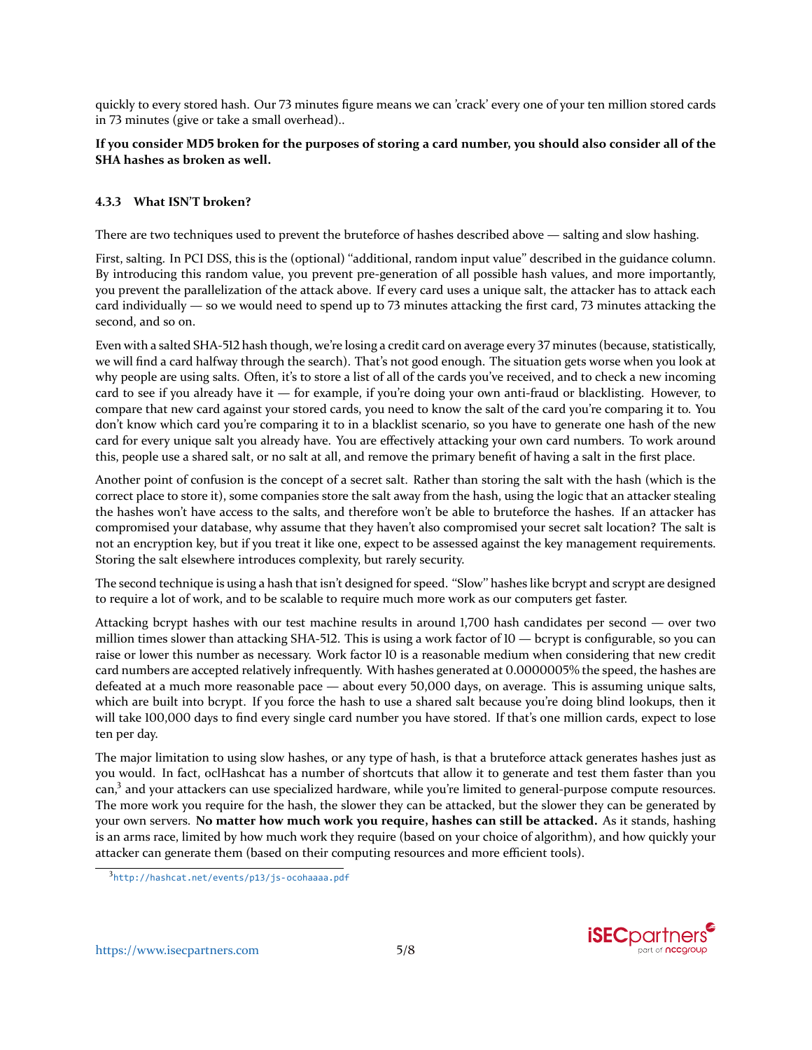quickly to every stored hash. Our 73 minutes figure means we can 'crack' every one of your ten million stored cards in 73 minutes (give or take a small overhead)..

**If you consider MD5 broken for the purposes of storing a card number, you should also consider all of the SHA hashes as broken as well.**

#### 4.3.3 What ISN'T broken?

There are two techniques used to prevent the bruteforce of hashes described above — salting and slow hashing.

First, salting. In PCI DSS, this is the (optional) "additional, random input value" described in the guidance column. By introducing this random value, you prevent pre-generation of all possible hash values, and more importantly, you prevent the parallelization of the attack above. If every card uses a unique salt, the attacker has to attack each card individually — so we would need to spend up to 73 minutes attacking the first card, 73 minutes attacking the second, and so on.

Even with a salted SHA-512 hash though, we're losing a credit card on average every 37 minutes (because, statistically, we will find a card halfway through the search). That's not good enough. The situation gets worse when you look at why people are using salts. Often, it's to store a list of all of the cards you've received, and to check a new incoming card to see if you already have it — for example, if you're doing your own anti-fraud or blacklisting. However, to compare that new card against your stored cards, you need to know the salt of the card you're comparing it to. You don't know which card you're comparing it to in a blacklist scenario, so you have to generate one hash of the new card for every unique salt you already have. You are effectively attacking your own card numbers. To work around this, people use a shared salt, or no salt at all, and remove the primary benefit of having a salt in the first place.

Another point of confusion is the concept of a secret salt. Rather than storing the salt with the hash (which is the correct place to store it), some companies store the salt away from the hash, using the logic that an attacker stealing the hashes won't have access to the salts, and therefore won't be able to bruteforce the hashes. If an attacker has compromised your database, why assume that they haven't also compromised your secret salt location? The salt is not an encryption key, but if you treat it like one, expect to be assessed against the key management requirements. Storing the salt elsewhere introduces complexity, but rarely security.

The second technique is using a hash that isn't designed for speed. "Slow" hashes like bcrypt and scrypt are designed to require a lot of work, and to be scalable to require much more work as our computers get faster.

Attacking bcrypt hashes with our test machine results in around 1,700 hash candidates per second — over two million times slower than attacking SHA-512. This is using a work factor of 10 — bcrypt is configurable, so you can raise or lower this number as necessary. Work factor 10 is a reasonable medium when considering that new credit card numbers are accepted relatively infrequently. With hashes generated at 0.0000005% the speed, the hashes are defeated at a much more reasonable pace — about every 50,000 days, on average. This is assuming unique salts, which are built into bcrypt. If you force the hash to use a shared salt because you're doing blind lookups, then it will take 100,000 days to find every single card number you have stored. If that's one million cards, expect to lose ten per day.

The major limitation to using slow hashes, or any type of hash, is that a bruteforce attack generates hashes just as you would. In fact, oclHashcat has a number of shortcuts that allow it to generate and test them faster than you can,[3] and your attackers can use specialized hardware, while you're limited to general-purpose compute resources. The more work you require for the hash, the slower they can be attacked, but the slower they can be generated by your own servers. **No matter how much work you require, hashes can still be attacked.** As it stands, hashing is an arms race, limited by how much work they require (based on your choice of algorithm), and how quickly your attacker can generate them (based on their computing resources and more efficient tools).

[3] http://hashcat.net/events/p13/js-ocohaaaa.pdf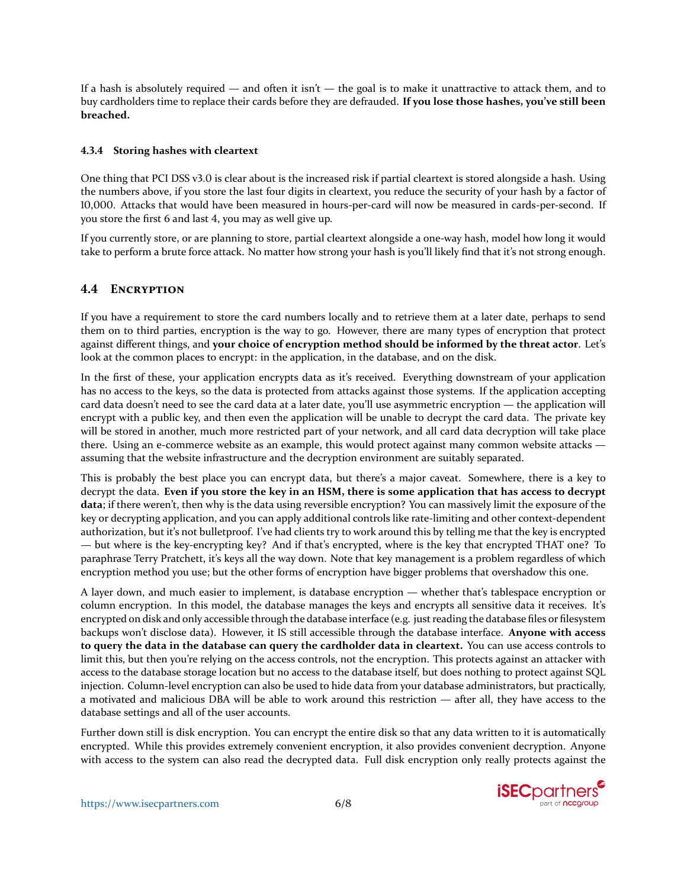If a hash is absolutely required — and often it isn't — the goal is to make it unattractive to attack them, and to buy cardholders time to replace their cards before they are defrauded. **If you lose those hashes, you've still been breached.**

#### 4.3.4 Storing hashes with cleartext

One thing that PCI DSS v3.0 is clear about is the increased risk if partial cleartext is stored alongside a hash. Using the numbers above, if you store the last four digits in cleartext, you reduce the security of your hash by a factor of 10,000. Attacks that would have been measured in hours-per-card will now be measured in cards-per-second. If you store the first 6 and last 4, you may as well give up.

If you currently store, or are planning to store, partial cleartext alongside a one-way hash, model how long it would take to perform a brute force attack. No matter how strong your hash is you'll likely find that it's not strong enough.

### 4.4 Encryption

If you have a requirement to store the card numbers locally and to retrieve them at a later date, perhaps to send them on to third parties, encryption is the way to go. However, there are many types of encryption that protect against different things, and **your choice of encryption method should be informed by the threat actor**. Let's look at the common places to encrypt: in the application, in the database, and on the disk.

In the first of these, your application encrypts data as it's received. Everything downstream of your application has no access to the keys, so the data is protected from attacks against those systems. If the application accepting card data doesn't need to see the card data at a later date, you'll use asymmetric encryption — the application will encrypt with a public key, and then even the application will be unable to decrypt the card data. The private key will be stored in another, much more restricted part of your network, and all card data decryption will take place there. Using an e-commerce website as an example, this would protect against many common website attacks — assuming that the website infrastructure and the decryption environment are suitably separated.

This is probably the best place you can encrypt data, but there's a major caveat. Somewhere, there is a key to decrypt the data. **Even if you store the key in an HSM, there is some application that has access to decrypt data**; if there weren't, then why is the data using reversible encryption? You can massively limit the exposure of the key or decrypting application, and you can apply additional controls like rate-limiting and other context-dependent authorization, but it's not bulletproof. I've had clients try to work around this by telling me that the key is encrypted — but where is the key-encrypting key? And if that's encrypted, where is the key that encrypted THAT one? To paraphrase Terry Pratchett, it's keys all the way down. Note that key management is a problem regardless of which encryption method you use; but the other forms of encryption have bigger problems that overshadow this one.

A layer down, and much easier to implement, is database encryption — whether that's tablespace encryption or column encryption. In this model, the database manages the keys and encrypts all sensitive data it receives. It's encrypted on disk and only accessible through the database interface (e.g. just reading the database files or filesystem backups won't disclose data). However, it IS still accessible through the database interface. **Anyone with access to query the data in the database can query the cardholder data in cleartext.** You can use access controls to limit this, but then you're relying on the access controls, not the encryption. This protects against an attacker with access to the database storage location but no access to the database itself, but does nothing to protect against SQL injection. Column-level encryption can also be used to hide data from your database administrators, but practically, a motivated and malicious DBA will be able to work around this restriction — after all, they have access to the database settings and all of the user accounts.

Further down still is disk encryption. You can encrypt the entire disk so that any data written to it is automatically encrypted. While this provides extremely convenient encryption, it also provides convenient decryption. Anyone with access to the system can also read the decrypted data. Full disk encryption only really protects against the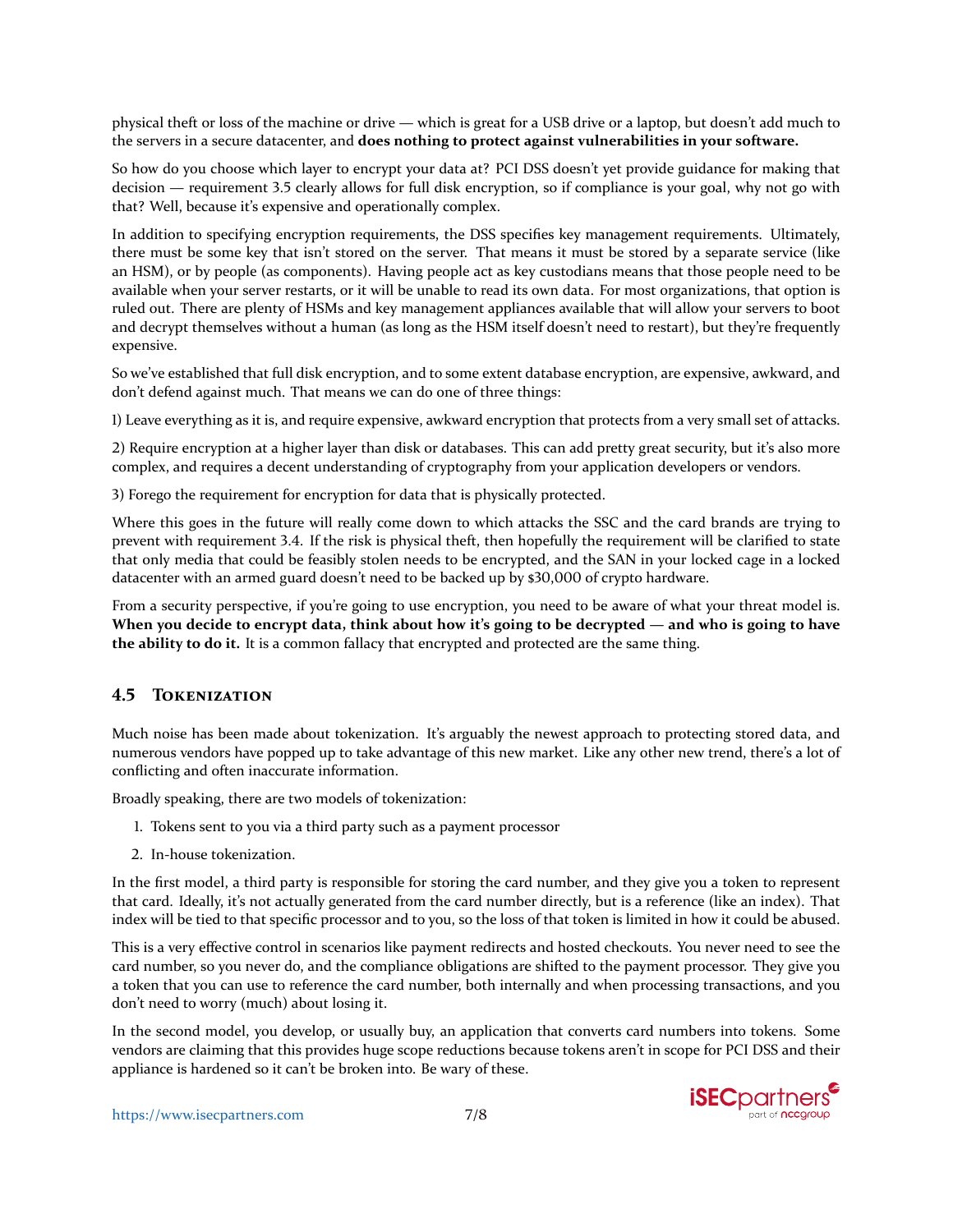physical theft or loss of the machine or drive — which is great for a USB drive or a laptop, but doesn't add much to the servers in a secure datacenter, and **does nothing to protect against vulnerabilities in your software.**

So how do you choose which layer to encrypt your data at? PCI DSS doesn't yet provide guidance for making that decision — requirement 3.5 clearly allows for full disk encryption, so if compliance is your goal, why not go with that? Well, because it's expensive and operationally complex.

In addition to specifying encryption requirements, the DSS specifies key management requirements. Ultimately, there must be some key that isn't stored on the server. That means it must be stored by a separate service (like an HSM), or by people (as components). Having people act as key custodians means that those people need to be available when your server restarts, or it will be unable to read its own data. For most organizations, that option is ruled out. There are plenty of HSMs and key management appliances available that will allow your servers to boot and decrypt themselves without a human (as long as the HSM itself doesn't need to restart), but they're frequently expensive.

So we've established that full disk encryption, and to some extent database encryption, are expensive, awkward, and don't defend against much. That means we can do one of three things:

1) Leave everything as it is, and require expensive, awkward encryption that protects from a very small set of attacks.

2) Require encryption at a higher layer than disk or databases. This can add pretty great security, but it's also more complex, and requires a decent understanding of cryptography from your application developers or vendors.

3) Forego the requirement for encryption for data that is physically protected.

Where this goes in the future will really come down to which attacks the SSC and the card brands are trying to prevent with requirement 3.4. If the risk is physical theft, then hopefully the requirement will be clarified to state that only media that could be feasibly stolen needs to be encrypted, and the SAN in your locked cage in a locked datacenter with an armed guard doesn't need to be backed up by $30,000 of crypto hardware.

From a security perspective, if you're going to use encryption, you need to be aware of what your threat model is. **When you decide to encrypt data, think about how it's going to be decrypted — and who is going to have the ability to do it.** It is a common fallacy that encrypted and protected are the same thing.

## 4.5 Tokenization

Much noise has been made about tokenization. It's arguably the newest approach to protecting stored data, and numerous vendors have popped up to take advantage of this new market. Like any other new trend, there's a lot of conflicting and often inaccurate information.

Broadly speaking, there are two models of tokenization:

1. Tokens sent to you via a third party such as a payment processor
2. In-house tokenization.

In the first model, a third party is responsible for storing the card number, and they give you a token to represent that card. Ideally, it's not actually generated from the card number directly, but is a reference (like an index). That index will be tied to that specific processor and to you, so the loss of that token is limited in how it could be abused.

This is a very effective control in scenarios like payment redirects and hosted checkouts. You never need to see the card number, so you never do, and the compliance obligations are shifted to the payment processor. They give you a token that you can use to reference the card number, both internally and when processing transactions, and you don't need to worry (much) about losing it.

In the second model, you develop, or usually buy, an application that converts card numbers into tokens. Some vendors are claiming that this provides huge scope reductions because tokens aren't in scope for PCI DSS and their appliance is hardened so it can't be broken into. Be wary of these.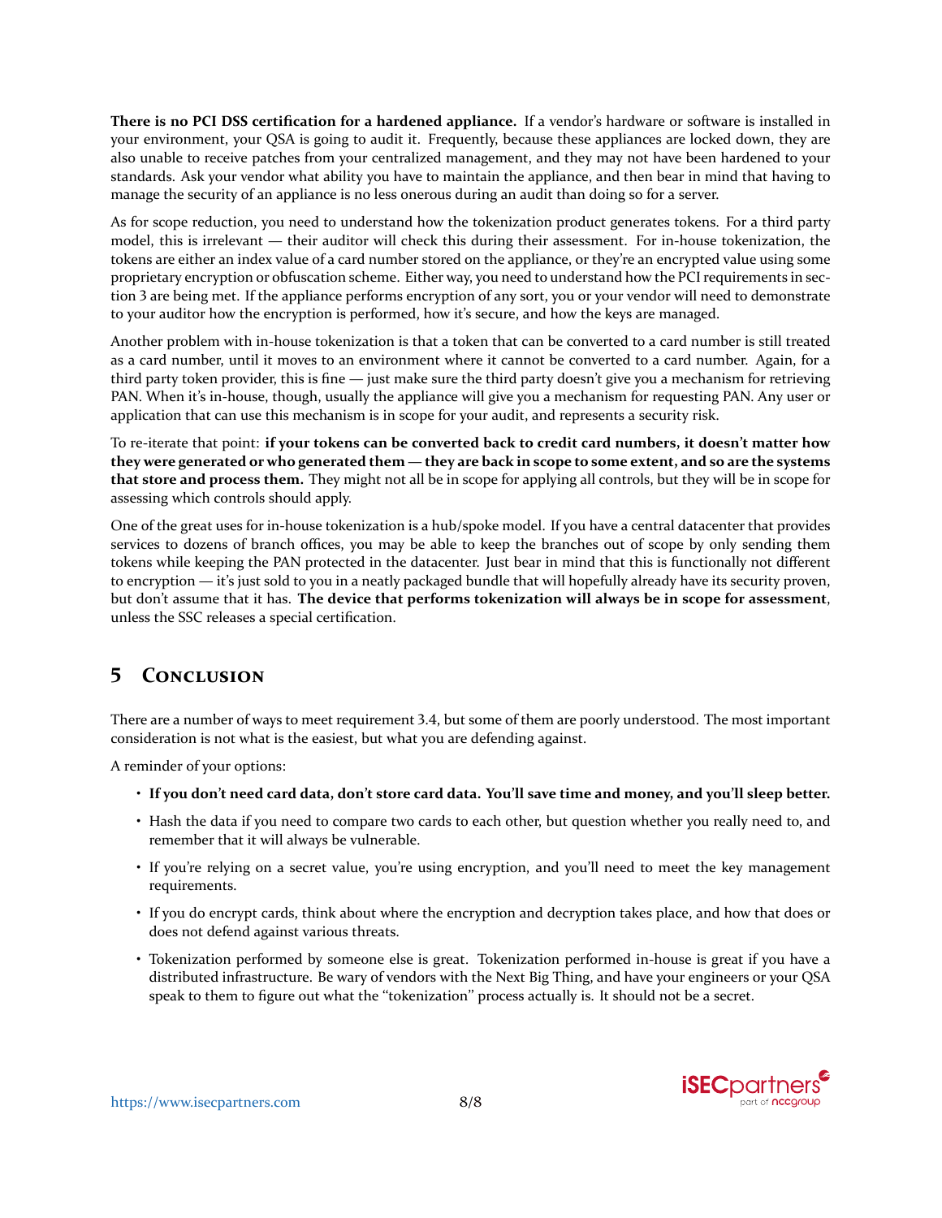**There is no PCI DSS certification for a hardened appliance.** If a vendor's hardware or software is installed in your environment, your QSA is going to audit it. Frequently, because these appliances are locked down, they are also unable to receive patches from your centralized management, and they may not have been hardened to your standards. Ask your vendor what ability you have to maintain the appliance, and then bear in mind that having to manage the security of an appliance is no less onerous during an audit than doing so for a server.

As for scope reduction, you need to understand how the tokenization product generates tokens. For a third party model, this is irrelevant — their auditor will check this during their assessment. For in-house tokenization, the tokens are either an index value of a card number stored on the appliance, or they're an encrypted value using some proprietary encryption or obfuscation scheme. Either way, you need to understand how the PCI requirements in section 3 are being met. If the appliance performs encryption of any sort, you or your vendor will need to demonstrate to your auditor how the encryption is performed, how it's secure, and how the keys are managed.

Another problem with in-house tokenization is that a token that can be converted to a card number is still treated as a card number, until it moves to an environment where it cannot be converted to a card number. Again, for a third party token provider, this is fine — just make sure the third party doesn't give you a mechanism for retrieving PAN. When it's in-house, though, usually the appliance will give you a mechanism for requesting PAN. Any user or application that can use this mechanism is in scope for your audit, and represents a security risk.

To re-iterate that point: **if your tokens can be converted back to credit card numbers, it doesn't matter how they were generated or who generated them — they are back in scope to some extent, and so are the systems that store and process them.** They might not all be in scope for applying all controls, but they will be in scope for assessing which controls should apply.

One of the great uses for in-house tokenization is a hub/spoke model. If you have a central datacenter that provides services to dozens of branch offices, you may be able to keep the branches out of scope by only sending them tokens while keeping the PAN protected in the datacenter. Just bear in mind that this is functionally not different to encryption — it's just sold to you in a neatly packaged bundle that will hopefully already have its security proven, but don't assume that it has. **The device that performs tokenization will always be in scope for assessment**, unless the SSC releases a special certification.

## 5 Conclusion

There are a number of ways to meet requirement 3.4, but some of them are poorly understood. The most important consideration is not what is the easiest, but what you are defending against.

A reminder of your options:

- **If you don't need card data, don't store card data. You'll save time and money, and you'll sleep better.**
- Hash the data if you need to compare two cards to each other, but question whether you really need to, and remember that it will always be vulnerable.
- If you're relying on a secret value, you're using encryption, and you'll need to meet the key management requirements.
- If you do encrypt cards, think about where the encryption and decryption takes place, and how that does or does not defend against various threats.
- Tokenization performed by someone else is great. Tokenization performed in-house is great if you have a distributed infrastructure. Be wary of vendors with the Next Big Thing, and have your engineers or your QSA speak to them to figure out what the "tokenization" process actually is. It should not be a secret.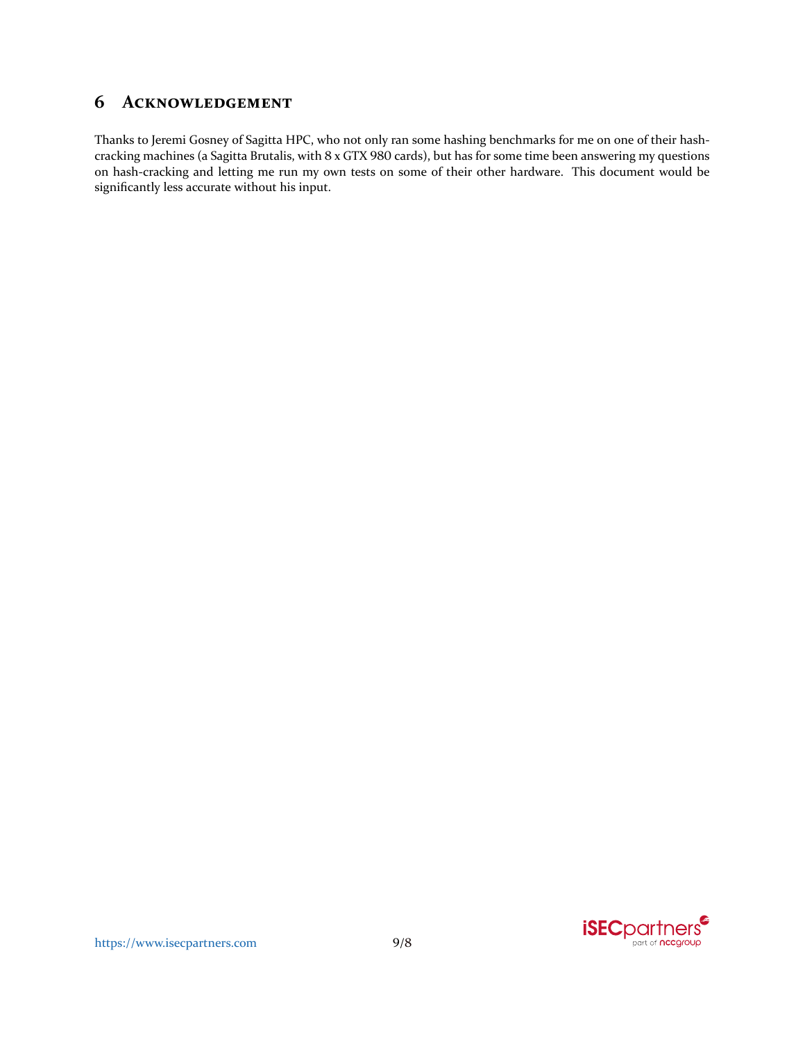## 6 Acknowledgement

Thanks to Jeremi Gosney of Sagitta HPC, who not only ran some hashing benchmarks for me on one of their hash-cracking machines (a Sagitta Brutalis, with 8 x GTX 980 cards), but has for some time been answering my questions on hash-cracking and letting me run my own tests on some of their other hardware. This document would be significantly less accurate without his input.